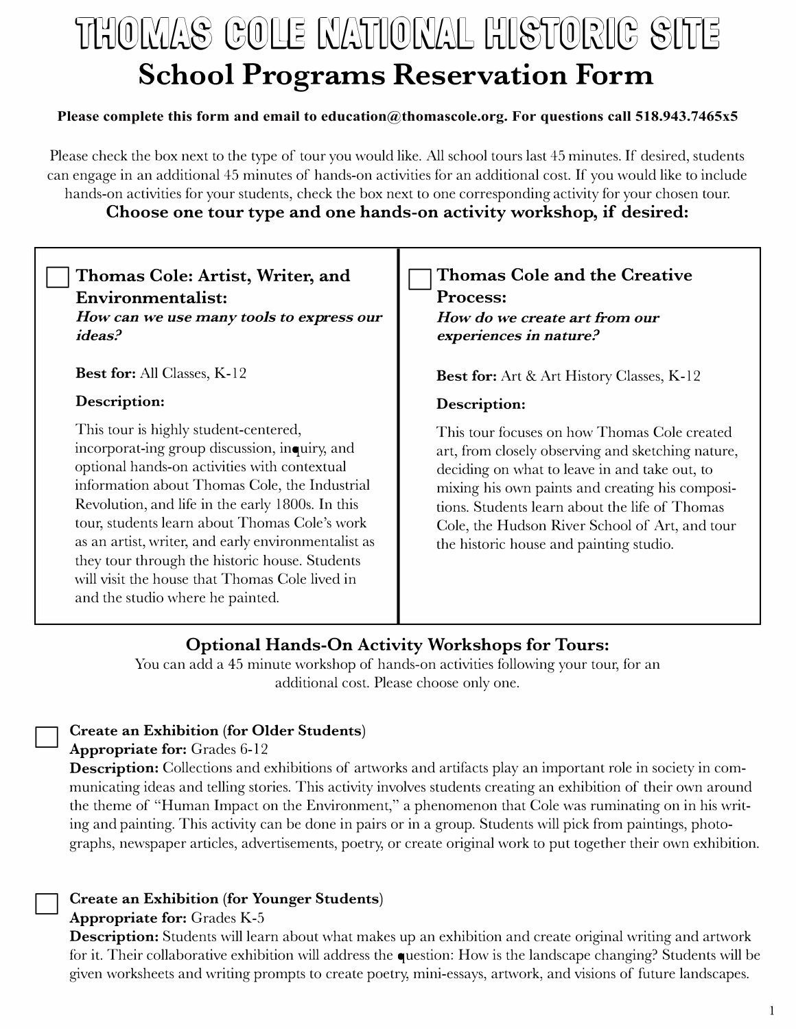# THOMAS COLE NATIONAL HISTORIC SITE

## School Programs Reservation Form

**Please complete this form and email to education@thomascole.org. For questions call 518.943.7465x5**

Please check the box next to the type of tour you would like. All school tours last 45 minutes. If desired, students can engage in an additional 45 minutes of hands-on activities for an additional cost. If you would like to include hands-on activities for your students, check the box next to one corresponding activity for your chosen tour.

**Choose one tour type and one hands-on activity workshop, if desired:**

☐ **Thomas Cole: Artist, Writer, and Environmentalist:**
***How can we use many tools to express our ideas?***

**Best for:** All Classes, K-12

**Description:**

This tour is highly student-centered, incorporat-ing group discussion, inquiry, and optional hands-on activities with contextual information about Thomas Cole, the Industrial Revolution, and life in the early 1800s. In this tour, students learn about Thomas Cole's work as an artist, writer, and early environmentalist as they tour through the historic house. Students will visit the house that Thomas Cole lived in and the studio where he painted.

☐ **Thomas Cole and the Creative Process:**
***How do we create art from our experiences in nature?***

**Best for:** Art & Art History Classes, K-12

**Description:**

This tour focuses on how Thomas Cole created art, from closely observing and sketching nature, deciding on what to leave in and take out, to mixing his own paints and creating his composi-tions. Students learn about the life of Thomas Cole, the Hudson River School of Art, and tour the historic house and painting studio.

### Optional Hands-On Activity Workshops for Tours:

You can add a 45 minute workshop of hands-on activities following your tour, for an additional cost. Please choose only one.

☐ **Create an Exhibition (for Older Students)**
**Appropriate for:** Grades 6-12
**Description:** Collections and exhibitions of artworks and artifacts play an important role in society in com-municating ideas and telling stories. This activity involves students creating an exhibition of their own around the theme of "Human Impact on the Environment," a phenomenon that Cole was ruminating on in his writ-ing and painting. This activity can be done in pairs or in a group. Students will pick from paintings, photo-graphs, newspaper articles, advertisements, poetry, or create original work to put together their own exhibition.

☐ **Create an Exhibition (for Younger Students)**
**Appropriate for:** Grades K-5
**Description:** Students will learn about what makes up an exhibition and create original writing and artwork for it. Their collaborative exhibition will address the question: How is the landscape changing? Students will be given worksheets and writing prompts to create poetry, mini-essays, artwork, and visions of future landscapes.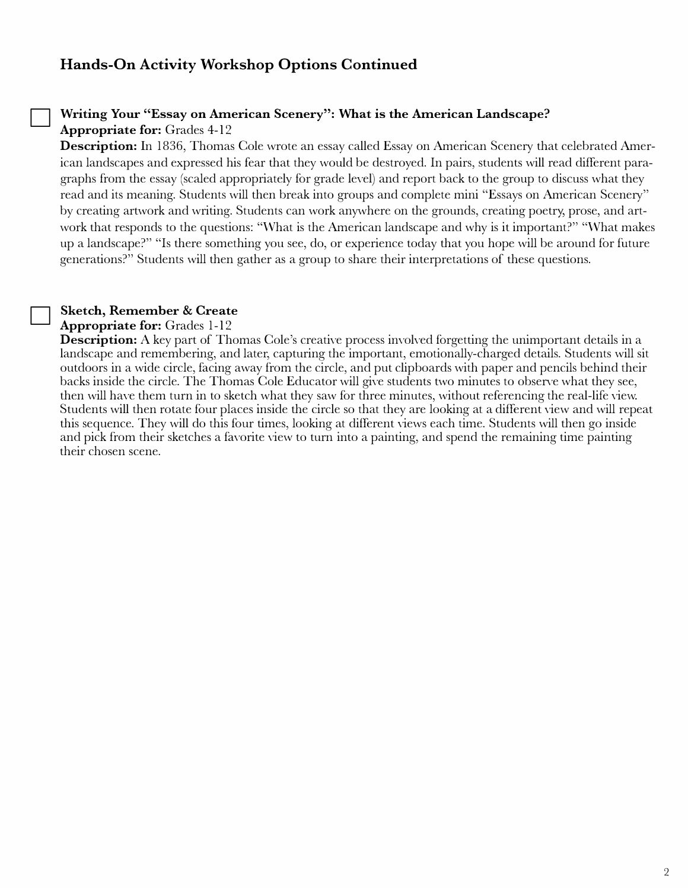## Hands-On Activity Workshop Options Continued

☐ **Writing Your "Essay on American Scenery": What is the American Landscape?**
**Appropriate for:** Grades 4-12
**Description:** In 1836, Thomas Cole wrote an essay called Essay on American Scenery that celebrated American landscapes and expressed his fear that they would be destroyed. In pairs, students will read different paragraphs from the essay (scaled appropriately for grade level) and report back to the group to discuss what they read and its meaning. Students will then break into groups and complete mini "Essays on American Scenery" by creating artwork and writing. Students can work anywhere on the grounds, creating poetry, prose, and artwork that responds to the questions: "What is the American landscape and why is it important?" "What makes up a landscape?" "Is there something you see, do, or experience today that you hope will be around for future generations?" Students will then gather as a group to share their interpretations of these questions.

☐ **Sketch, Remember & Create**
**Appropriate for:** Grades 1-12
**Description:** A key part of Thomas Cole's creative process involved forgetting the unimportant details in a landscape and remembering, and later, capturing the important, emotionally-charged details. Students will sit outdoors in a wide circle, facing away from the circle, and put clipboards with paper and pencils behind their backs inside the circle. The Thomas Cole Educator will give students two minutes to observe what they see, then will have them turn in to sketch what they saw for three minutes, without referencing the real-life view. Students will then rotate four places inside the circle so that they are looking at a different view and will repeat this sequence. They will do this four times, looking at different views each time. Students will then go inside and pick from their sketches a favorite view to turn into a painting, and spend the remaining time painting their chosen scene.